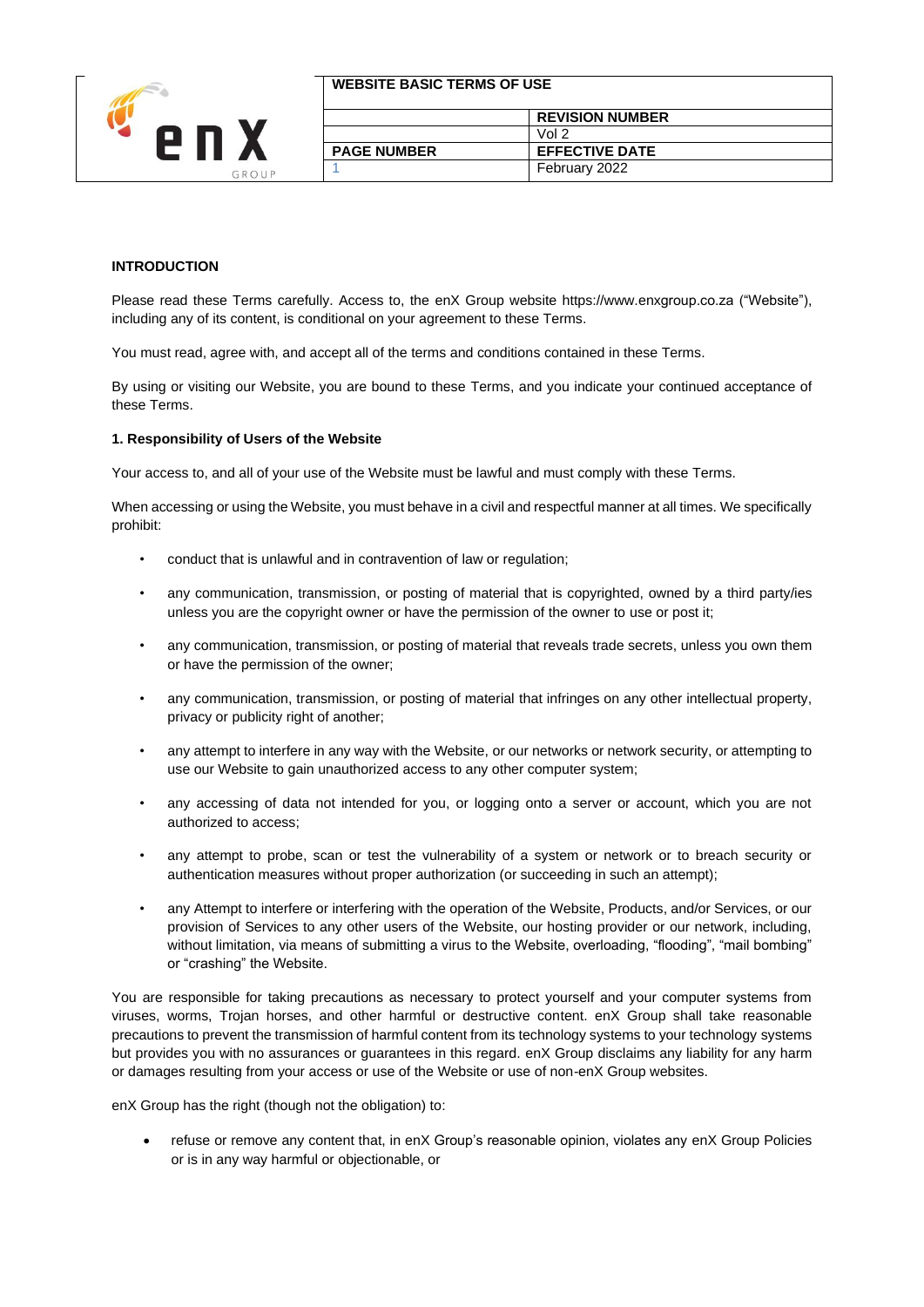| WEBSITE BASIC TERMS OF USE | |
|---|---|
| | REVISION NUMBER |
| | Vol 2 |
| PAGE NUMBER | EFFECTIVE DATE |
| 1 | February 2022 |

**INTRODUCTION**

Please read these Terms carefully. Access to, the enX Group website https://www.enxgroup.co.za ("Website"), including any of its content, is conditional on your agreement to these Terms.

You must read, agree with, and accept all of the terms and conditions contained in these Terms.

By using or visiting our Website, you are bound to these Terms, and you indicate your continued acceptance of these Terms.

**1. Responsibility of Users of the Website**

Your access to, and all of your use of the Website must be lawful and must comply with these Terms.

When accessing or using the Website, you must behave in a civil and respectful manner at all times. We specifically prohibit:

- conduct that is unlawful and in contravention of law or regulation;
- any communication, transmission, or posting of material that is copyrighted, owned by a third party/ies unless you are the copyright owner or have the permission of the owner to use or post it;
- any communication, transmission, or posting of material that reveals trade secrets, unless you own them or have the permission of the owner;
- any communication, transmission, or posting of material that infringes on any other intellectual property, privacy or publicity right of another;
- any attempt to interfere in any way with the Website, or our networks or network security, or attempting to use our Website to gain unauthorized access to any other computer system;
- any accessing of data not intended for you, or logging onto a server or account, which you are not authorized to access;
- any attempt to probe, scan or test the vulnerability of a system or network or to breach security or authentication measures without proper authorization (or succeeding in such an attempt);
- any Attempt to interfere or interfering with the operation of the Website, Products, and/or Services, or our provision of Services to any other users of the Website, our hosting provider or our network, including, without limitation, via means of submitting a virus to the Website, overloading, "flooding", "mail bombing" or "crashing" the Website.

You are responsible for taking precautions as necessary to protect yourself and your computer systems from viruses, worms, Trojan horses, and other harmful or destructive content. enX Group shall take reasonable precautions to prevent the transmission of harmful content from its technology systems to your technology systems but provides you with no assurances or guarantees in this regard. enX Group disclaims any liability for any harm or damages resulting from your access or use of the Website or use of non-enX Group websites.

enX Group has the right (though not the obligation) to:

- refuse or remove any content that, in enX Group's reasonable opinion, violates any enX Group Policies or is in any way harmful or objectionable, or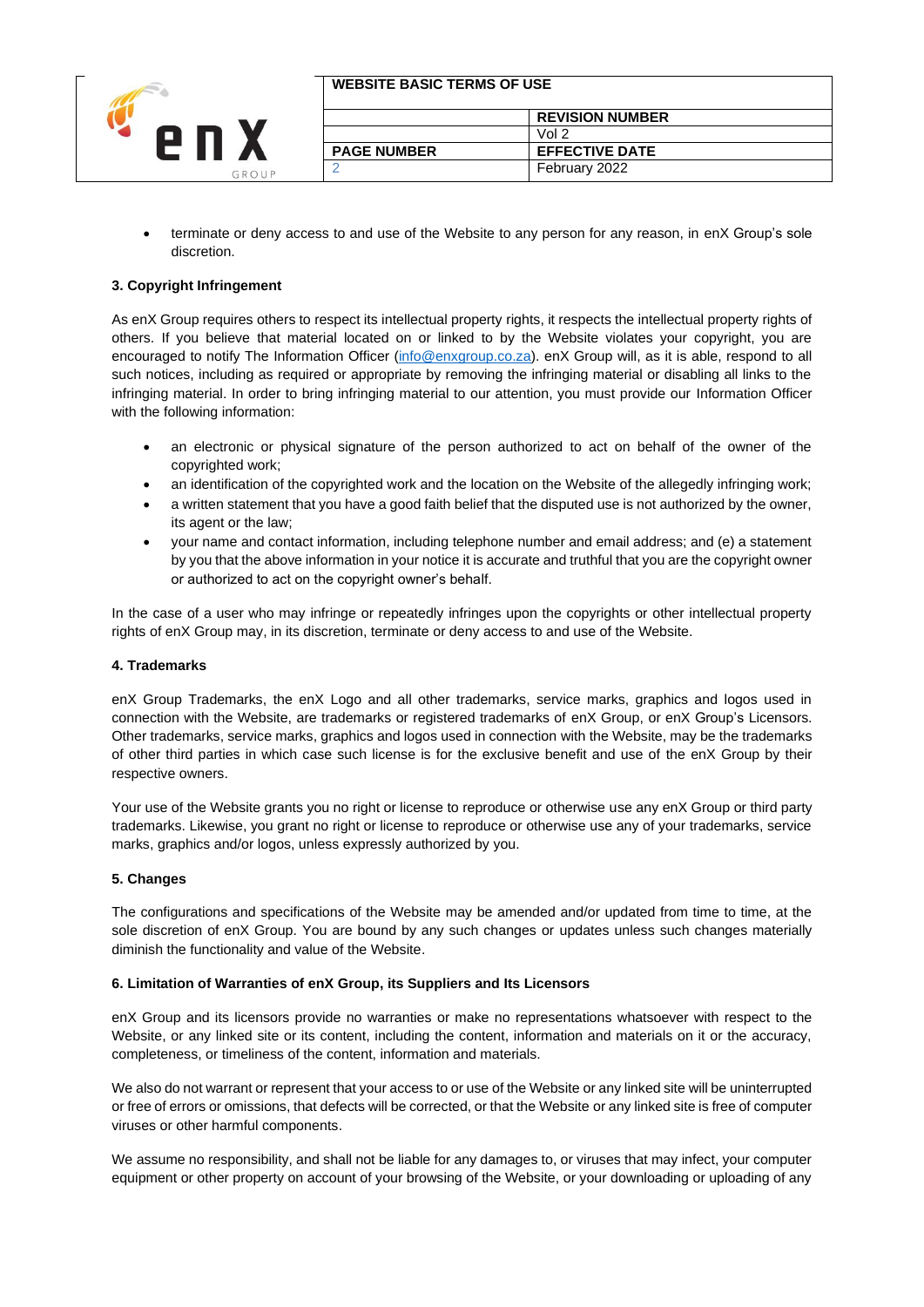- terminate or deny access to and use of the Website to any person for any reason, in enX Group's sole discretion.

**3. Copyright Infringement**

As enX Group requires others to respect its intellectual property rights, it respects the intellectual property rights of others. If you believe that material located on or linked to by the Website violates your copyright, you are encouraged to notify The Information Officer (info@enxgroup.co.za). enX Group will, as it is able, respond to all such notices, including as required or appropriate by removing the infringing material or disabling all links to the infringing material. In order to bring infringing material to our attention, you must provide our Information Officer with the following information:

- an electronic or physical signature of the person authorized to act on behalf of the owner of the copyrighted work;
- an identification of the copyrighted work and the location on the Website of the allegedly infringing work;
- a written statement that you have a good faith belief that the disputed use is not authorized by the owner, its agent or the law;
- your name and contact information, including telephone number and email address; and (e) a statement by you that the above information in your notice it is accurate and truthful that you are the copyright owner or authorized to act on the copyright owner's behalf.

In the case of a user who may infringe or repeatedly infringes upon the copyrights or other intellectual property rights of enX Group may, in its discretion, terminate or deny access to and use of the Website.

**4. Trademarks**

enX Group Trademarks, the enX Logo and all other trademarks, service marks, graphics and logos used in connection with the Website, are trademarks or registered trademarks of enX Group, or enX Group's Licensors. Other trademarks, service marks, graphics and logos used in connection with the Website, may be the trademarks of other third parties in which case such license is for the exclusive benefit and use of the enX Group by their respective owners.

Your use of the Website grants you no right or license to reproduce or otherwise use any enX Group or third party trademarks. Likewise, you grant no right or license to reproduce or otherwise use any of your trademarks, service marks, graphics and/or logos, unless expressly authorized by you.

**5. Changes**

The configurations and specifications of the Website may be amended and/or updated from time to time, at the sole discretion of enX Group. You are bound by any such changes or updates unless such changes materially diminish the functionality and value of the Website.

**6. Limitation of Warranties of enX Group, its Suppliers and Its Licensors**

enX Group and its licensors provide no warranties or make no representations whatsoever with respect to the Website, or any linked site or its content, including the content, information and materials on it or the accuracy, completeness, or timeliness of the content, information and materials.

We also do not warrant or represent that your access to or use of the Website or any linked site will be uninterrupted or free of errors or omissions, that defects will be corrected, or that the Website or any linked site is free of computer viruses or other harmful components.

We assume no responsibility, and shall not be liable for any damages to, or viruses that may infect, your computer equipment or other property on account of your browsing of the Website, or your downloading or uploading of any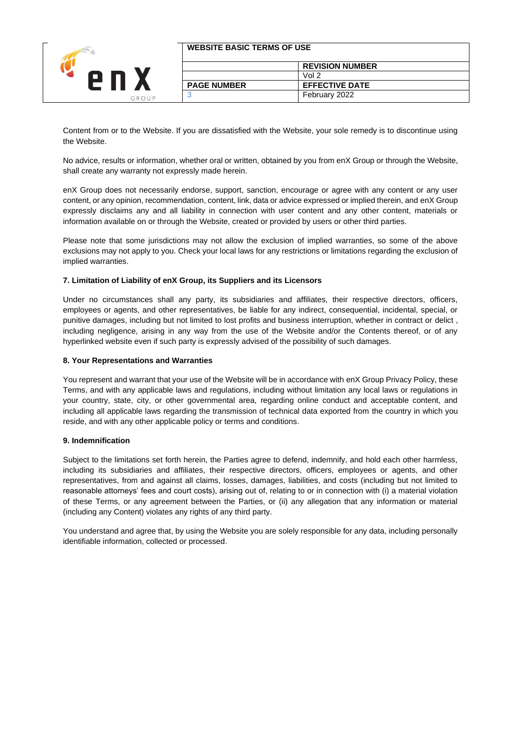Content from or to the Website. If you are dissatisfied with the Website, your sole remedy is to discontinue using the Website.

No advice, results or information, whether oral or written, obtained by you from enX Group or through the Website, shall create any warranty not expressly made herein.

enX Group does not necessarily endorse, support, sanction, encourage or agree with any content or any user content, or any opinion, recommendation, content, link, data or advice expressed or implied therein, and enX Group expressly disclaims any and all liability in connection with user content and any other content, materials or information available on or through the Website, created or provided by users or other third parties.

Please note that some jurisdictions may not allow the exclusion of implied warranties, so some of the above exclusions may not apply to you. Check your local laws for any restrictions or limitations regarding the exclusion of implied warranties.

**7. Limitation of Liability of enX Group, its Suppliers and its Licensors**

Under no circumstances shall any party, its subsidiaries and affiliates, their respective directors, officers, employees or agents, and other representatives, be liable for any indirect, consequential, incidental, special, or punitive damages, including but not limited to lost profits and business interruption, whether in contract or delict , including negligence, arising in any way from the use of the Website and/or the Contents thereof, or of any hyperlinked website even if such party is expressly advised of the possibility of such damages.

**8. Your Representations and Warranties**

You represent and warrant that your use of the Website will be in accordance with enX Group Privacy Policy, these Terms, and with any applicable laws and regulations, including without limitation any local laws or regulations in your country, state, city, or other governmental area, regarding online conduct and acceptable content, and including all applicable laws regarding the transmission of technical data exported from the country in which you reside, and with any other applicable policy or terms and conditions.

**9. Indemnification**

Subject to the limitations set forth herein, the Parties agree to defend, indemnify, and hold each other harmless, including its subsidiaries and affiliates, their respective directors, officers, employees or agents, and other representatives, from and against all claims, losses, damages, liabilities, and costs (including but not limited to reasonable attorneys' fees and court costs), arising out of, relating to or in connection with (i) a material violation of these Terms, or any agreement between the Parties, or (ii) any allegation that any information or material (including any Content) violates any rights of any third party.

You understand and agree that, by using the Website you are solely responsible for any data, including personally identifiable information, collected or processed.